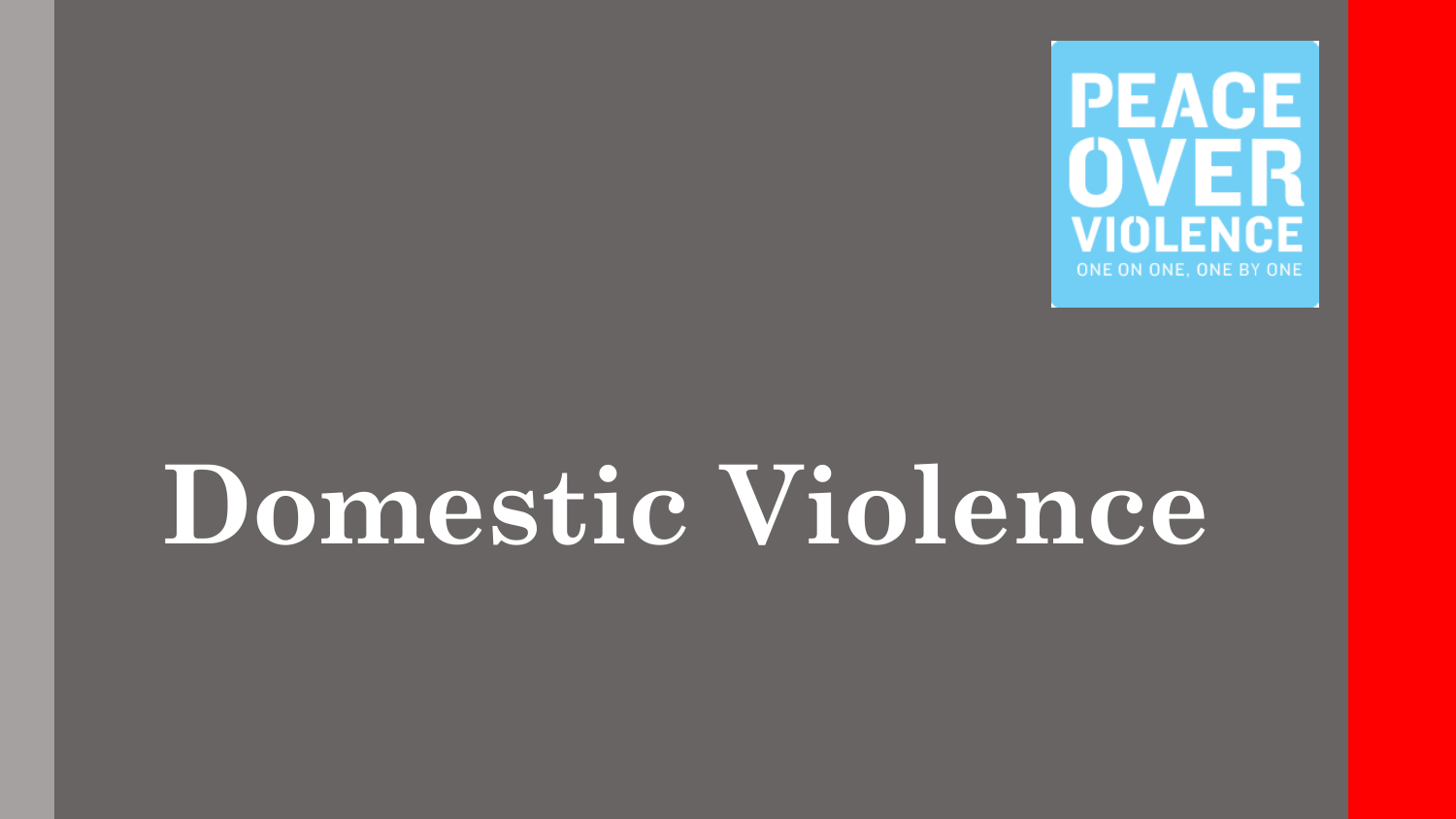PEACE OVER VIOLENCE

ONE ON ONE, ONE BY ONE

# Domestic Violence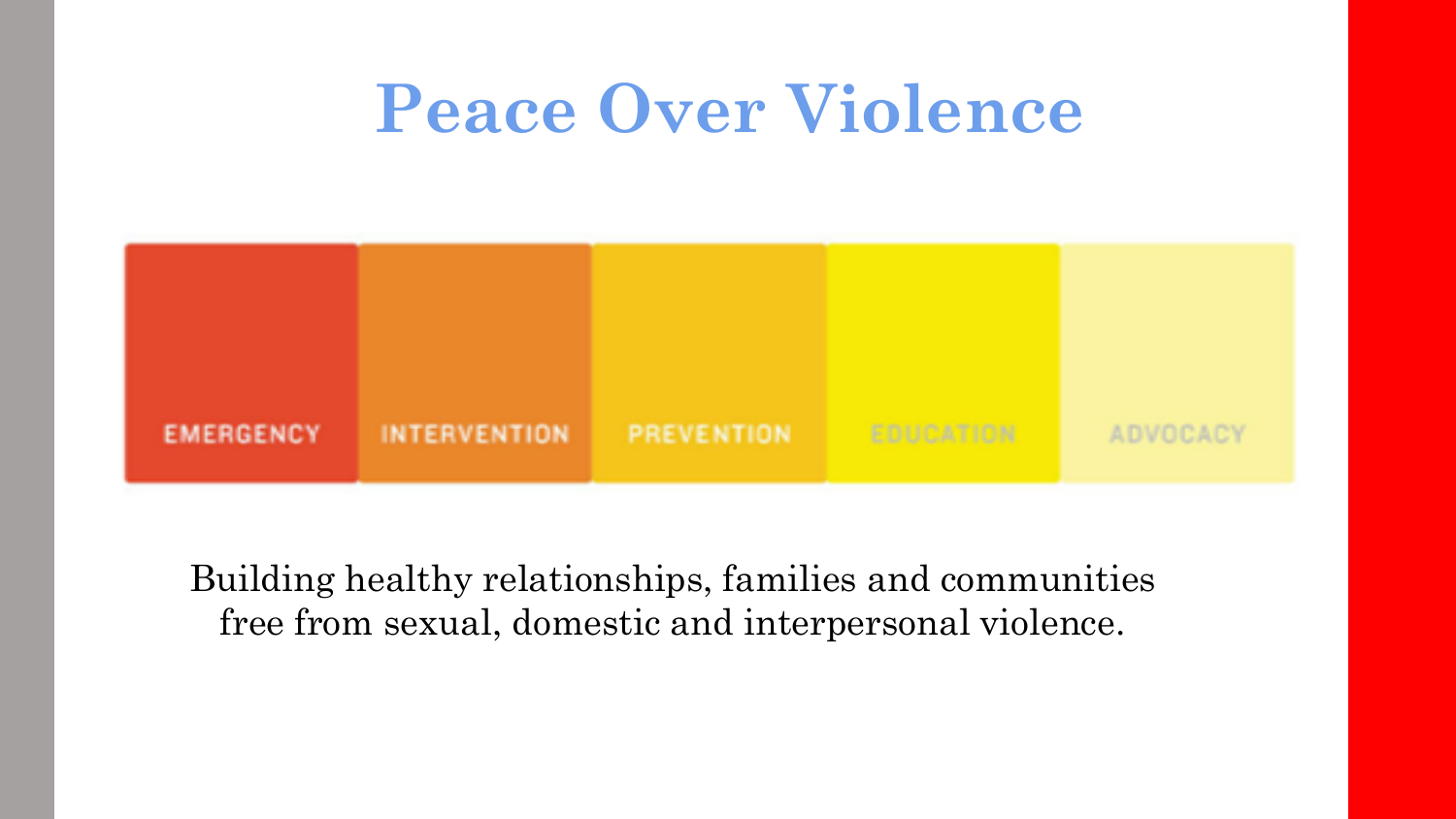# Peace Over Violence

EMERGENCY | INTERVENTION | PREVENTION | EDUCATION | ADVOCACY

Building healthy relationships, families and communities free from sexual, domestic and interpersonal violence.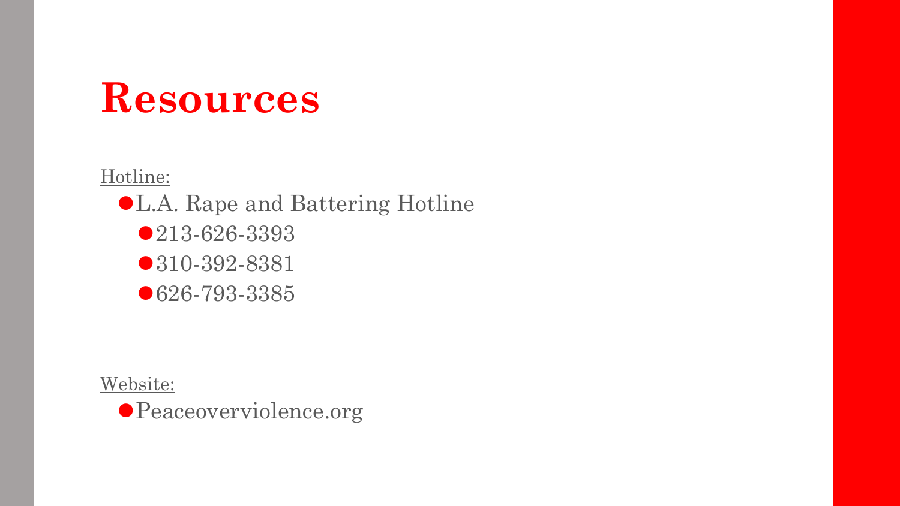# Resources

Hotline:

- L.A. Rape and Battering Hotline
  - 213-626-3393
  - 310-392-8381
  - 626-793-3385

Website:

- Peaceoverviolence.org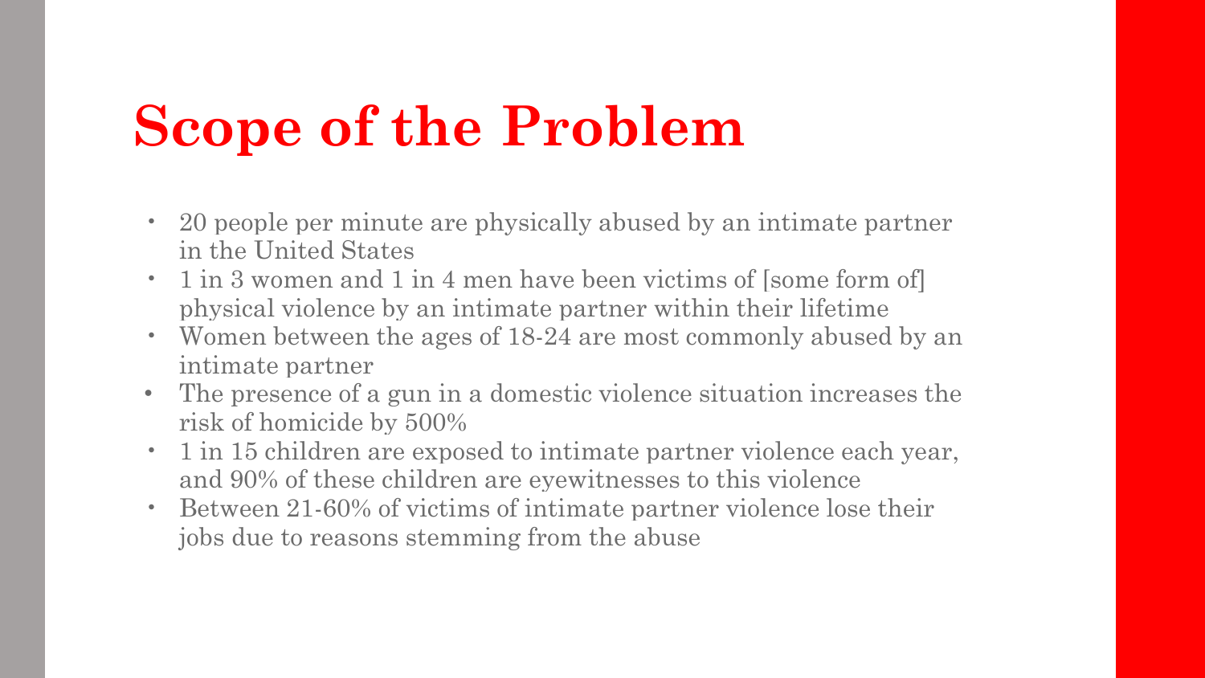# Scope of the Problem

- 20 people per minute are physically abused by an intimate partner in the United States
- 1 in 3 women and 1 in 4 men have been victims of [some form of] physical violence by an intimate partner within their lifetime
- Women between the ages of 18-24 are most commonly abused by an intimate partner
- The presence of a gun in a domestic violence situation increases the risk of homicide by 500%
- 1 in 15 children are exposed to intimate partner violence each year, and 90% of these children are eyewitnesses to this violence
- Between 21-60% of victims of intimate partner violence lose their jobs due to reasons stemming from the abuse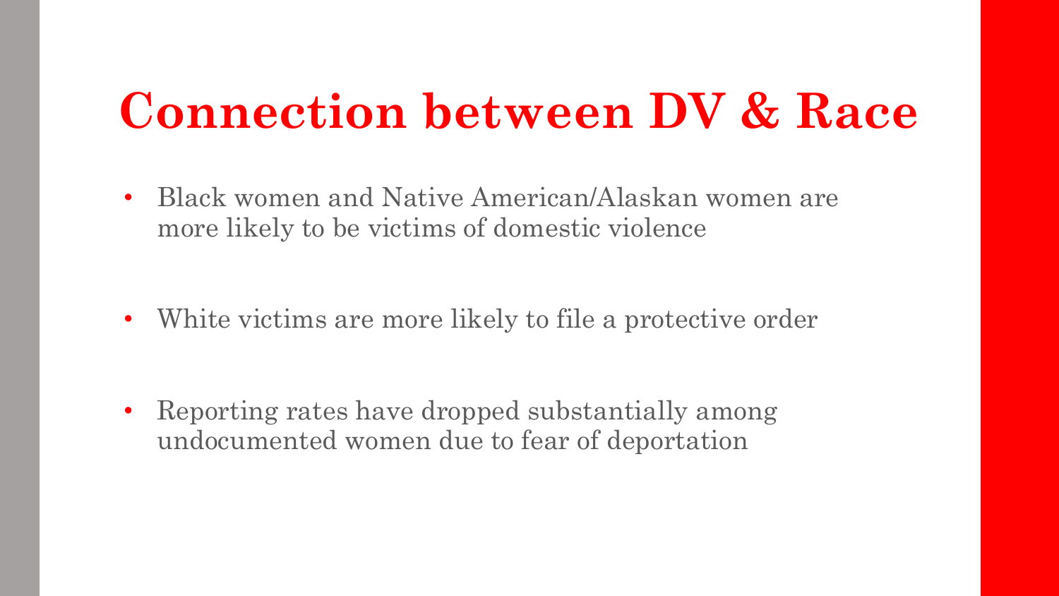# Connection between DV & Race

- Black women and Native American/Alaskan women are more likely to be victims of domestic violence
- White victims are more likely to file a protective order
- Reporting rates have dropped substantially among undocumented women due to fear of deportation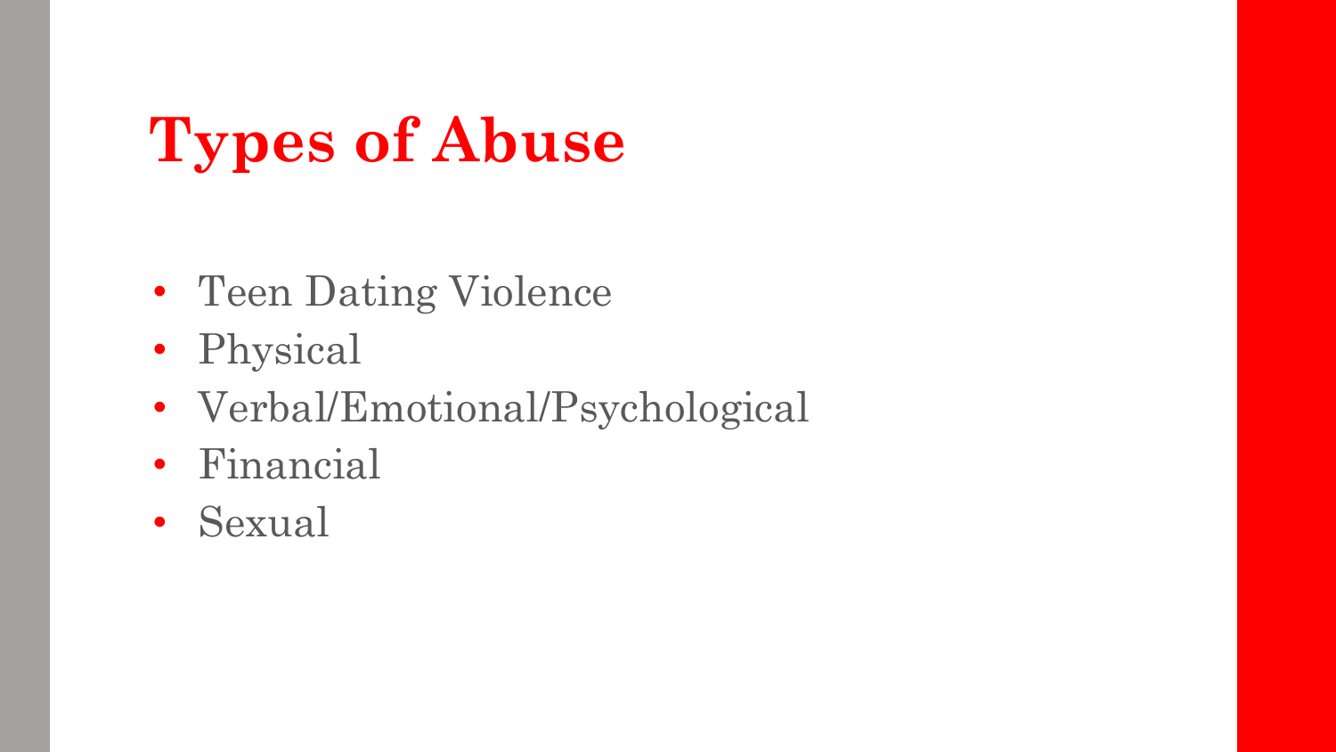# Types of Abuse

- Teen Dating Violence
- Physical
- Verbal/Emotional/Psychological
- Financial
- Sexual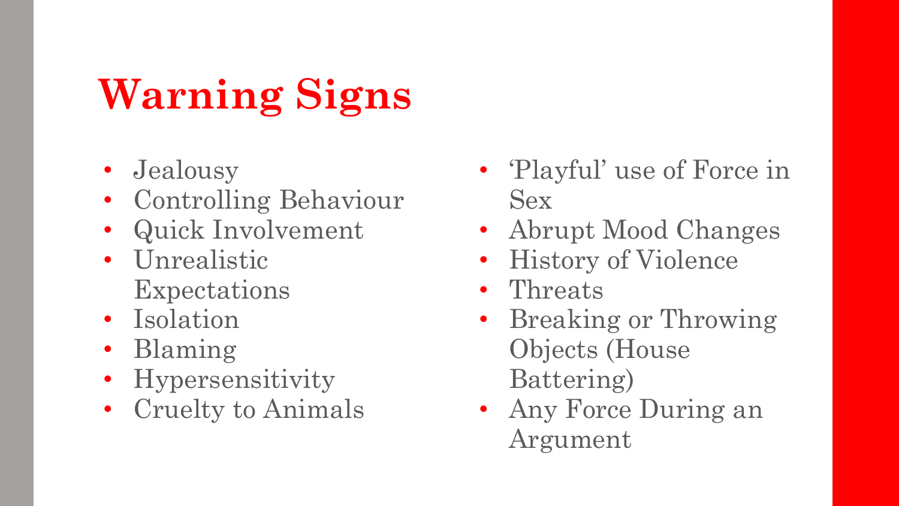# Warning Signs

- Jealousy
- Controlling Behaviour
- Quick Involvement
- Unrealistic Expectations
- Isolation
- Blaming
- Hypersensitivity
- Cruelty to Animals
- 'Playful' use of Force in Sex
- Abrupt Mood Changes
- History of Violence
- Threats
- Breaking or Throwing Objects (House Battering)
- Any Force During an Argument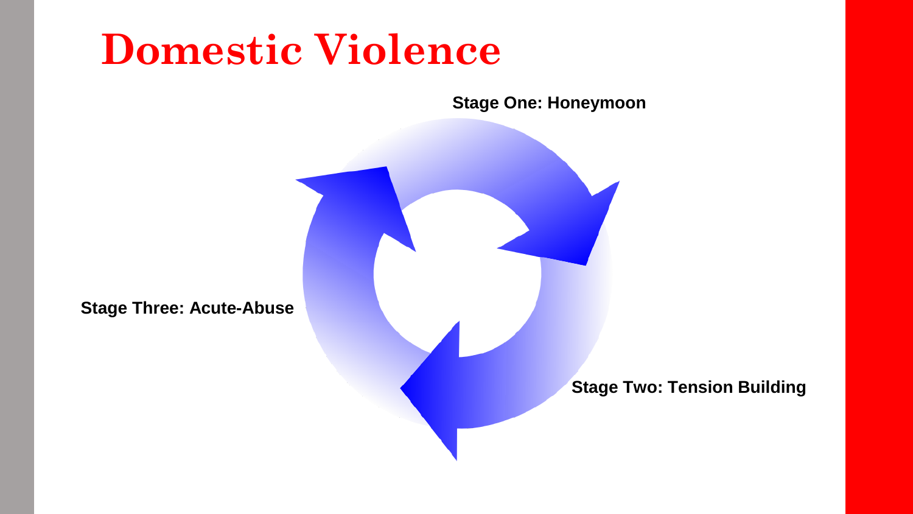# Domestic Violence

**Stage One: Honeymoon**

**Stage Two: Tension Building**

**Stage Three: Acute-Abuse**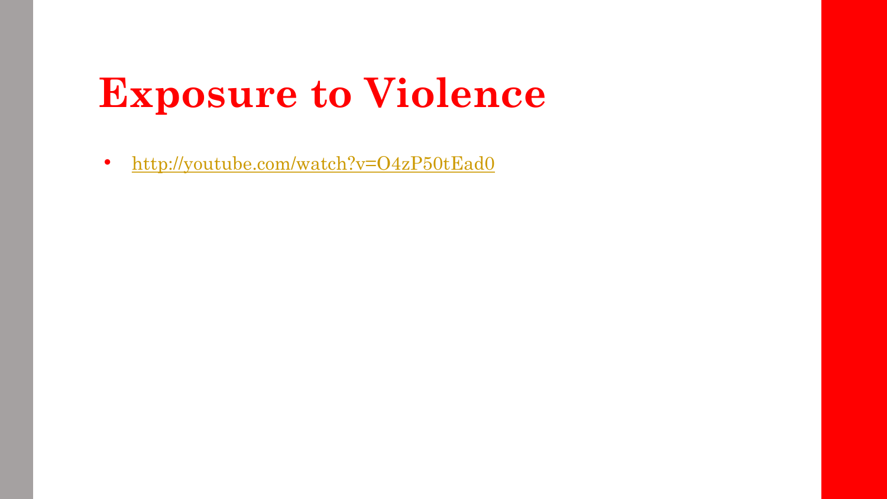# Exposure to Violence

- http://youtube.com/watch?v=O4zP50tEad0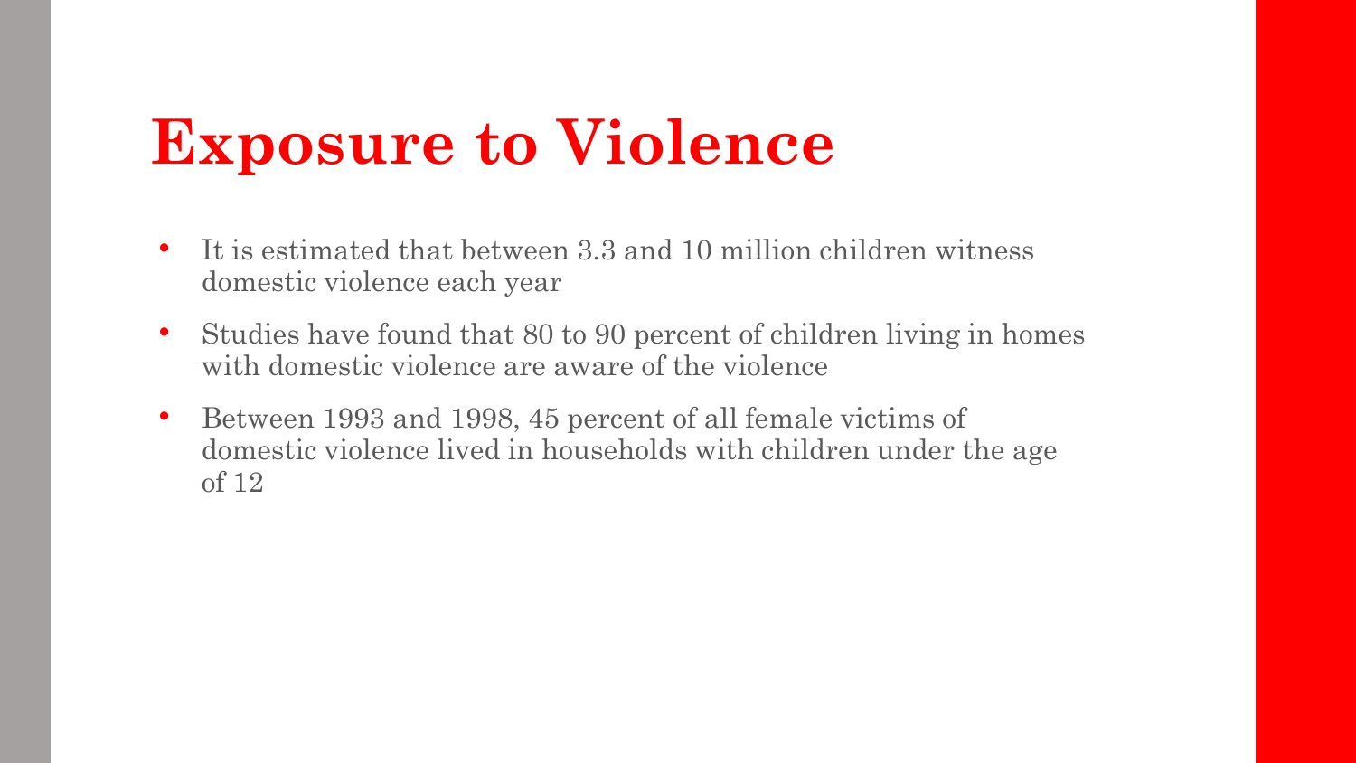# Exposure to Violence

- It is estimated that between 3.3 and 10 million children witness domestic violence each year
- Studies have found that 80 to 90 percent of children living in homes with domestic violence are aware of the violence
- Between 1993 and 1998, 45 percent of all female victims of domestic violence lived in households with children under the age of 12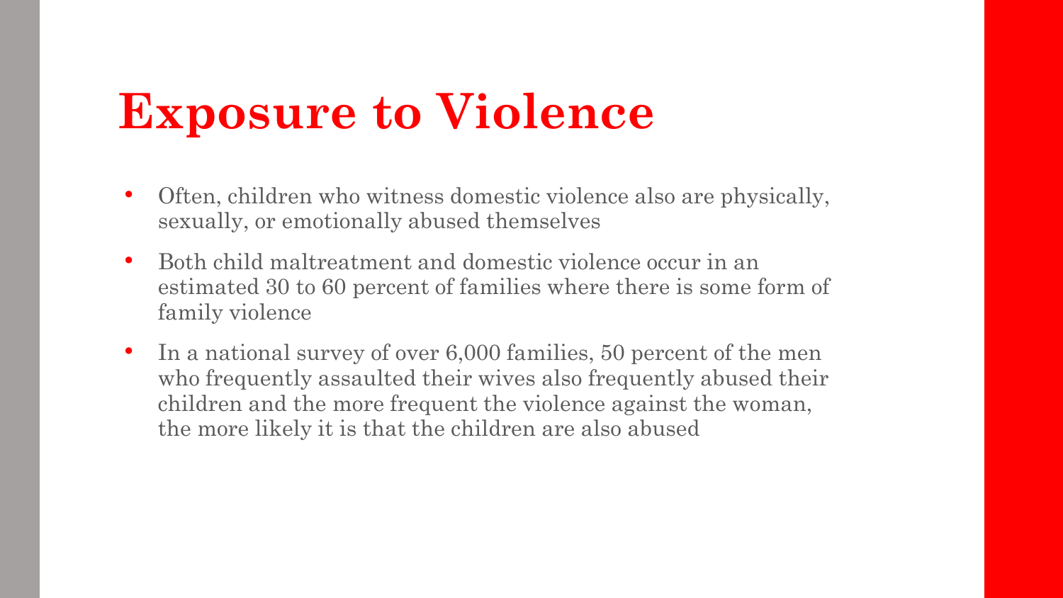# Exposure to Violence

- Often, children who witness domestic violence also are physically, sexually, or emotionally abused themselves
- Both child maltreatment and domestic violence occur in an estimated 30 to 60 percent of families where there is some form of family violence
- In a national survey of over 6,000 families, 50 percent of the men who frequently assaulted their wives also frequently abused their children and the more frequent the violence against the woman, the more likely it is that the children are also abused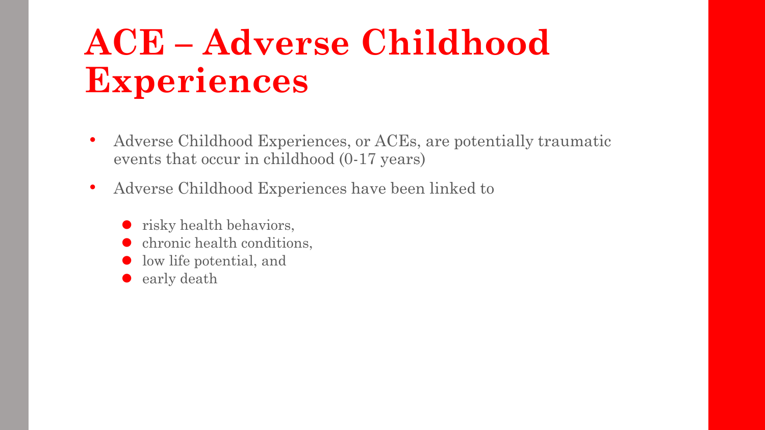# ACE – Adverse Childhood Experiences

- Adverse Childhood Experiences, or ACEs, are potentially traumatic events that occur in childhood (0-17 years)
- Adverse Childhood Experiences have been linked to
  - risky health behaviors,
  - chronic health conditions,
  - low life potential, and
  - early death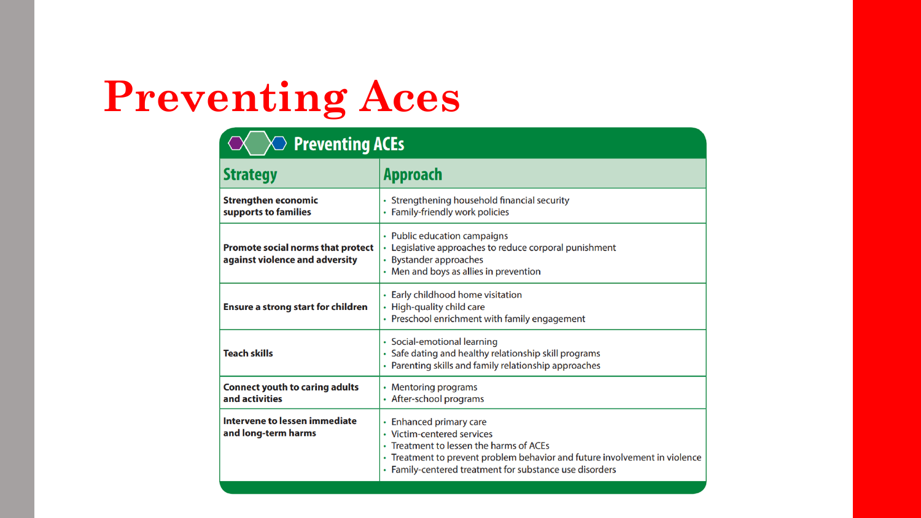# Preventing Aces

## Preventing ACEs

| Strategy | Approach |
|---|---|
| **Strengthen economic supports to families** | • Strengthening household financial security<br>• Family-friendly work policies |
| **Promote social norms that protect against violence and adversity** | • Public education campaigns<br>• Legislative approaches to reduce corporal punishment<br>• Bystander approaches<br>• Men and boys as allies in prevention |
| **Ensure a strong start for children** | • Early childhood home visitation<br>• High-quality child care<br>• Preschool enrichment with family engagement |
| **Teach skills** | • Social-emotional learning<br>• Safe dating and healthy relationship skill programs<br>• Parenting skills and family relationship approaches |
| **Connect youth to caring adults and activities** | • Mentoring programs<br>• After-school programs |
| **Intervene to lessen immediate and long-term harms** | • Enhanced primary care<br>• Victim-centered services<br>• Treatment to lessen the harms of ACEs<br>• Treatment to prevent problem behavior and future involvement in violence<br>• Family-centered treatment for substance use disorders |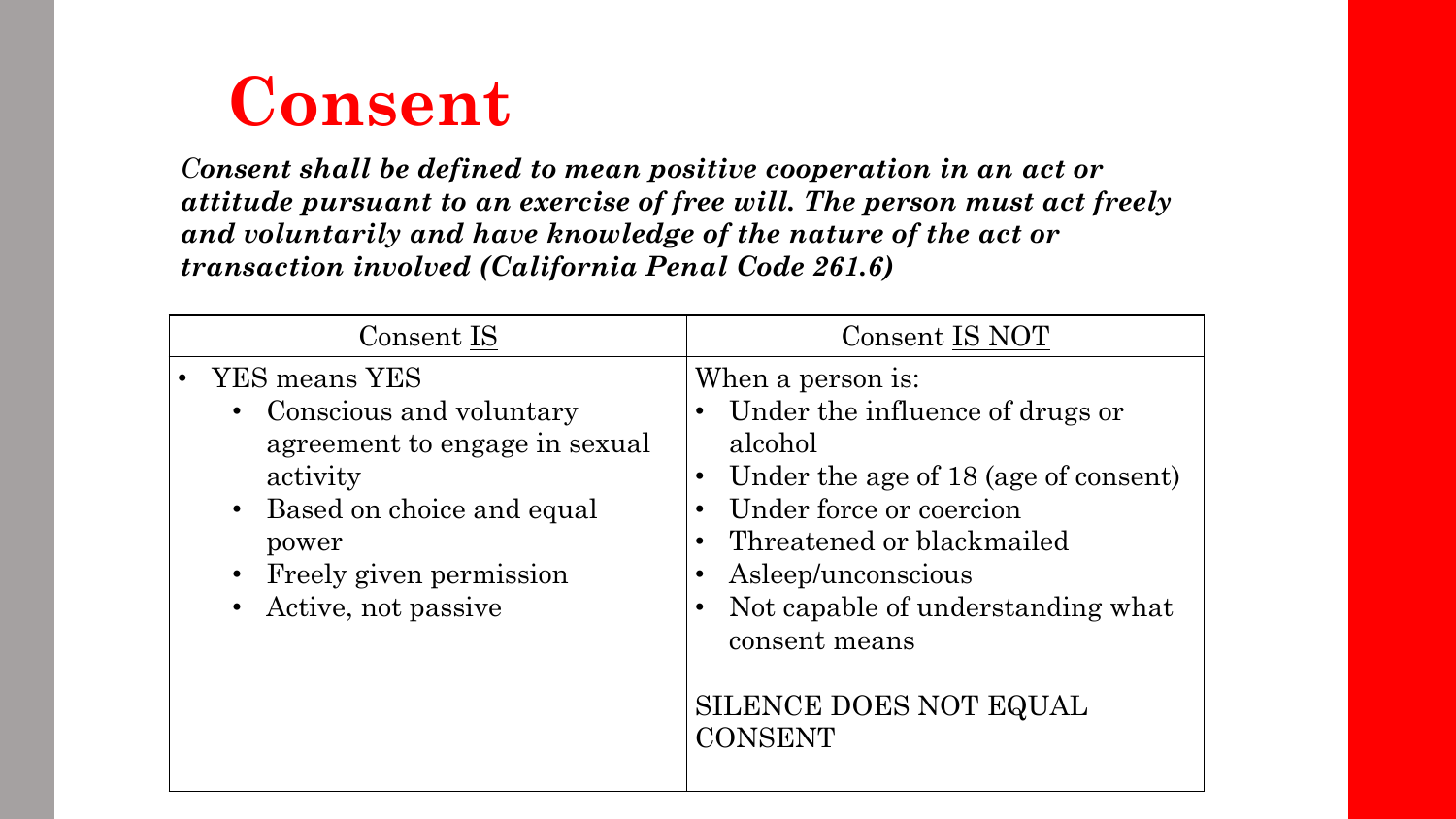# Consent

***Consent shall be defined to mean positive cooperation in an act or attitude pursuant to an exercise of free will. The person must act freely and voluntarily and have knowledge of the nature of the act or transaction involved (California Penal Code 261.6)***

| Consent IS | Consent IS NOT |
|---|---|
| • YES means YES<br>&nbsp;&nbsp;• Conscious and voluntary agreement to engage in sexual activity<br>&nbsp;&nbsp;• Based on choice and equal power<br>&nbsp;&nbsp;• Freely given permission<br>&nbsp;&nbsp;• Active, not passive | When a person is:<br>• Under the influence of drugs or alcohol<br>• Under the age of 18 (age of consent)<br>• Under force or coercion<br>• Threatened or blackmailed<br>• Asleep/unconscious<br>• Not capable of understanding what consent means<br><br>SILENCE DOES NOT EQUAL CONSENT |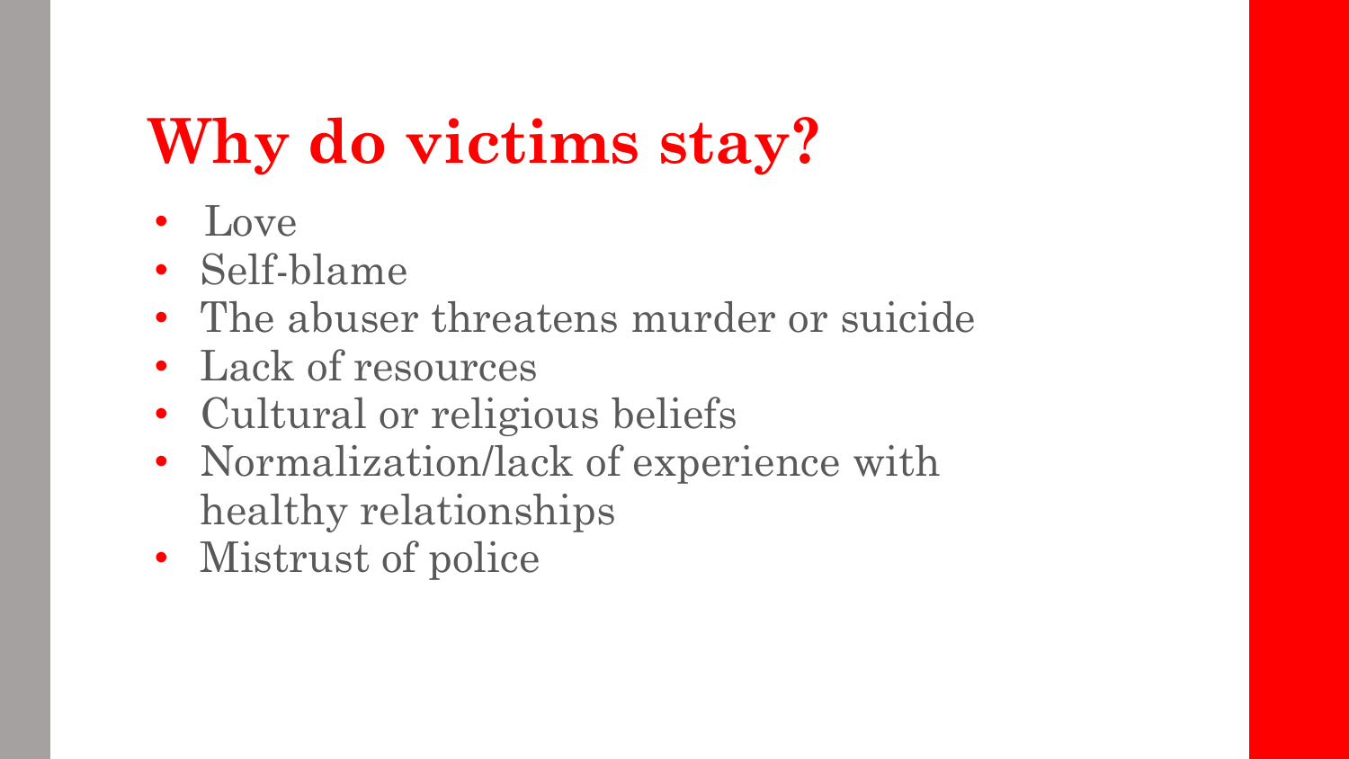# Why do victims stay?

- Love
- Self-blame
- The abuser threatens murder or suicide
- Lack of resources
- Cultural or religious beliefs
- Normalization/lack of experience with healthy relationships
- Mistrust of police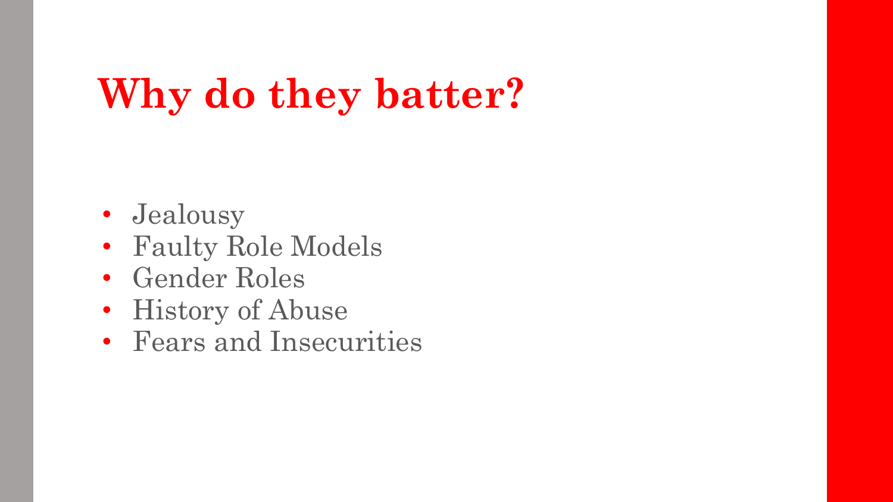# Why do they batter?

- Jealousy
- Faulty Role Models
- Gender Roles
- History of Abuse
- Fears and Insecurities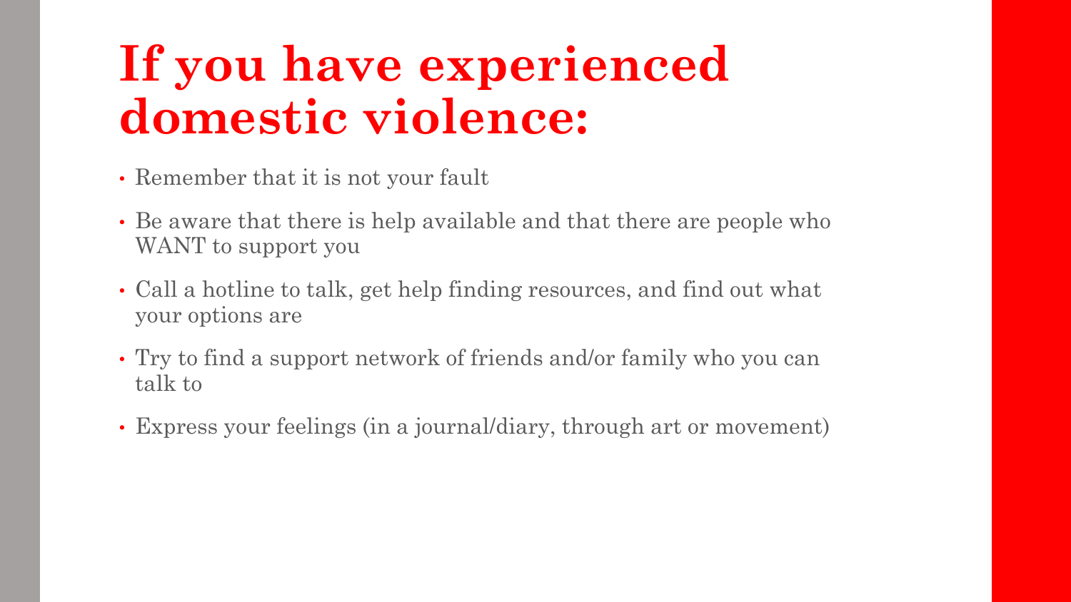# If you have experienced domestic violence:

- Remember that it is not your fault
- Be aware that there is help available and that there are people who WANT to support you
- Call a hotline to talk, get help finding resources, and find out what your options are
- Try to find a support network of friends and/or family who you can talk to
- Express your feelings (in a journal/diary, through art or movement)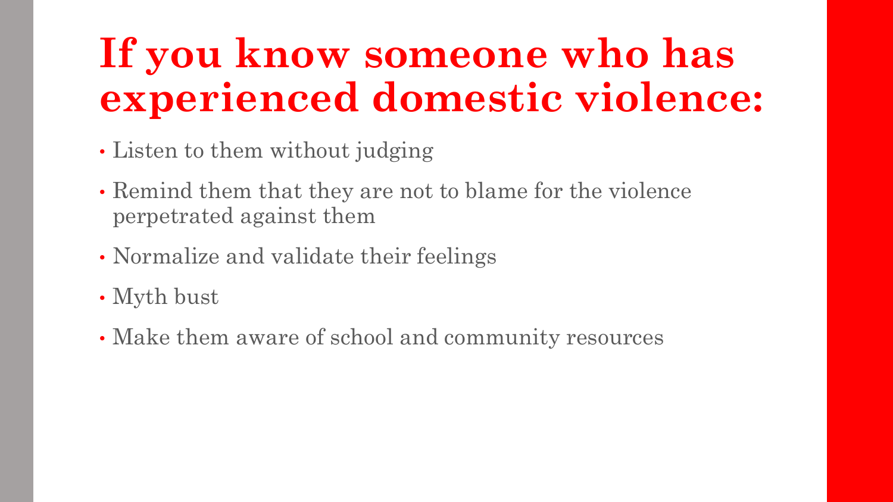# If you know someone who has experienced domestic violence:

- Listen to them without judging
- Remind them that they are not to blame for the violence perpetrated against them
- Normalize and validate their feelings
- Myth bust
- Make them aware of school and community resources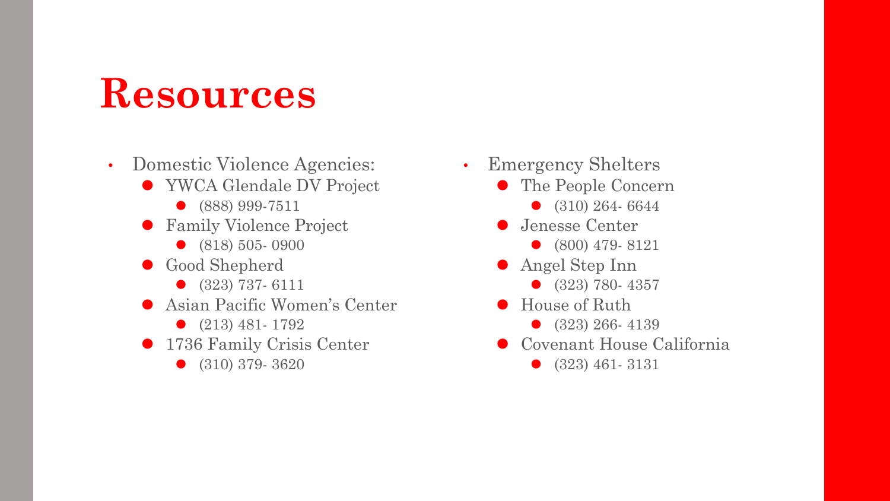# Resources

- Domestic Violence Agencies:
  - YWCA Glendale DV Project
    - (888) 999-7511
  - Family Violence Project
    - (818) 505- 0900
  - Good Shepherd
    - (323) 737- 6111
  - Asian Pacific Women's Center
    - (213) 481- 1792
  - 1736 Family Crisis Center
    - (310) 379- 3620

- Emergency Shelters
  - The People Concern
    - (310) 264- 6644
  - Jenesse Center
    - (800) 479- 8121
  - Angel Step Inn
    - (323) 780- 4357
  - House of Ruth
    - (323) 266- 4139
  - Covenant House California
    - (323) 461- 3131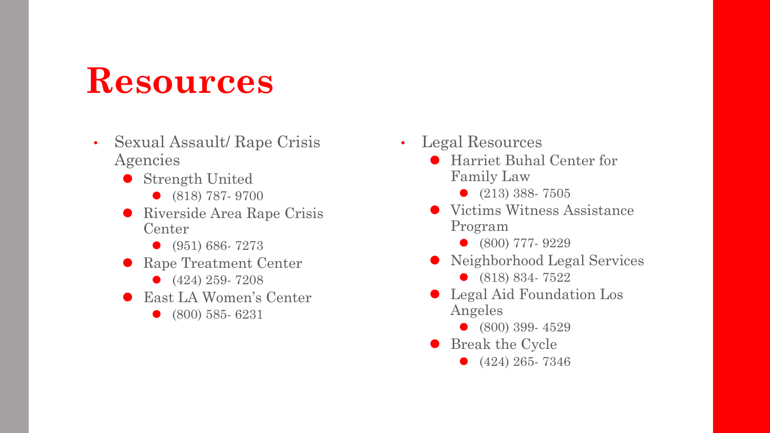# Resources

- Sexual Assault/ Rape Crisis Agencies
  - Strength United
    - (818) 787- 9700
  - Riverside Area Rape Crisis Center
    - (951) 686- 7273
  - Rape Treatment Center
    - (424) 259- 7208
  - East LA Women's Center
    - (800) 585- 6231

- Legal Resources
  - Harriet Buhal Center for Family Law
    - (213) 388- 7505
  - Victims Witness Assistance Program
    - (800) 777- 9229
  - Neighborhood Legal Services
    - (818) 834- 7522
  - Legal Aid Foundation Los Angeles
    - (800) 399- 4529
  - Break the Cycle
    - (424) 265- 7346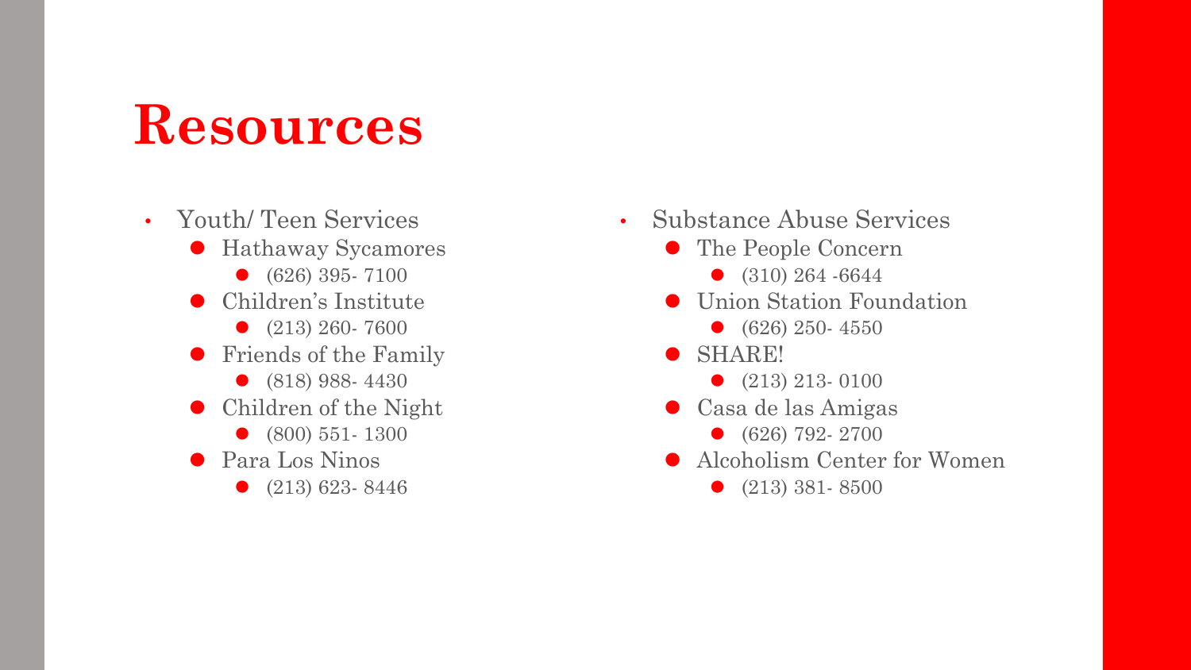# Resources

- Youth/ Teen Services
  - Hathaway Sycamores
    - (626) 395- 7100
  - Children's Institute
    - (213) 260- 7600
  - Friends of the Family
    - (818) 988- 4430
  - Children of the Night
    - (800) 551- 1300
  - Para Los Ninos
    - (213) 623- 8446

- Substance Abuse Services
  - The People Concern
    - (310) 264 -6644
  - Union Station Foundation
    - (626) 250- 4550
  - SHARE!
    - (213) 213- 0100
  - Casa de las Amigas
    - (626) 792- 2700
  - Alcoholism Center for Women
    - (213) 381- 8500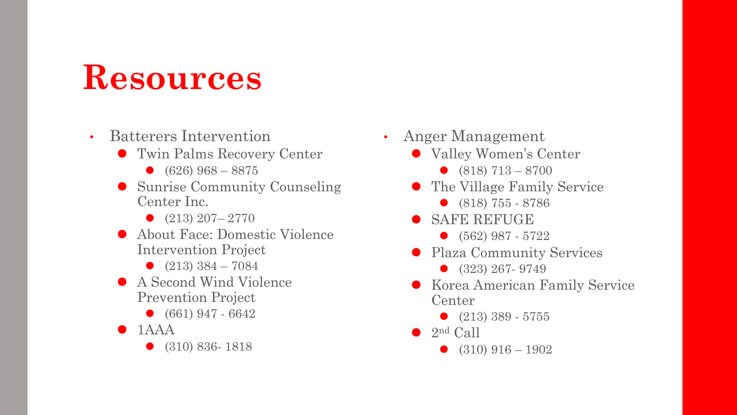# Resources

- Batterers Intervention
  - Twin Palms Recovery Center
    - (626) 968 – 8875
  - Sunrise Community Counseling Center Inc.
    - (213) 207– 2770
  - About Face: Domestic Violence Intervention Project
    - (213) 384 – 7084
  - A Second Wind Violence Prevention Project
    - (661) 947 - 6642
  - 1AAA
    - (310) 836- 1818

- Anger Management
  - Valley Women's Center
    - (818) 713 – 8700
  - The Village Family Service
    - (818) 755 - 8786
  - SAFE REFUGE
    - (562) 987 - 5722
  - Plaza Community Services
    - (323) 267- 9749
  - Korea American Family Service Center
    - (213) 389 - 5755
  - 2nd Call
    - (310) 916 – 1902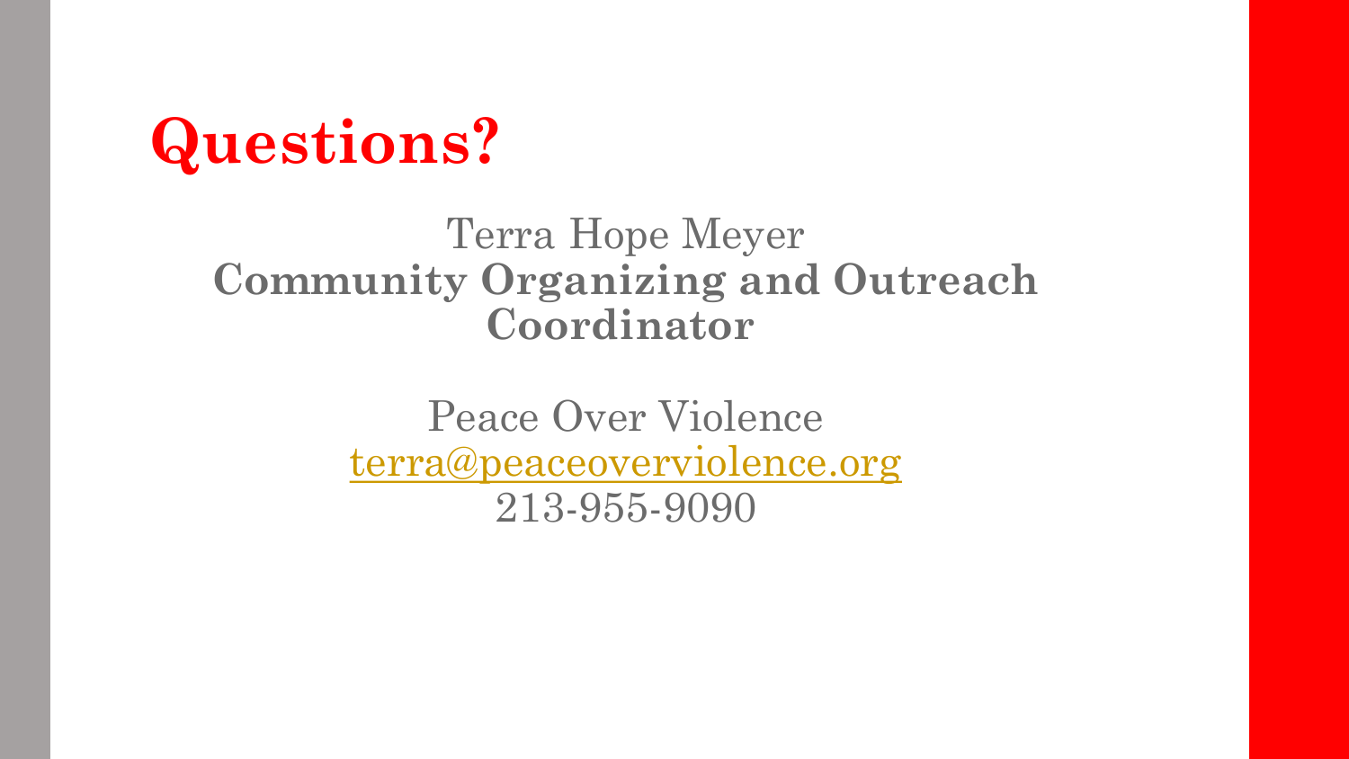# Questions?

Terra Hope Meyer
**Community Organizing and Outreach Coordinator**

Peace Over Violence
terra@peaceoverviolence.org
213-955-9090